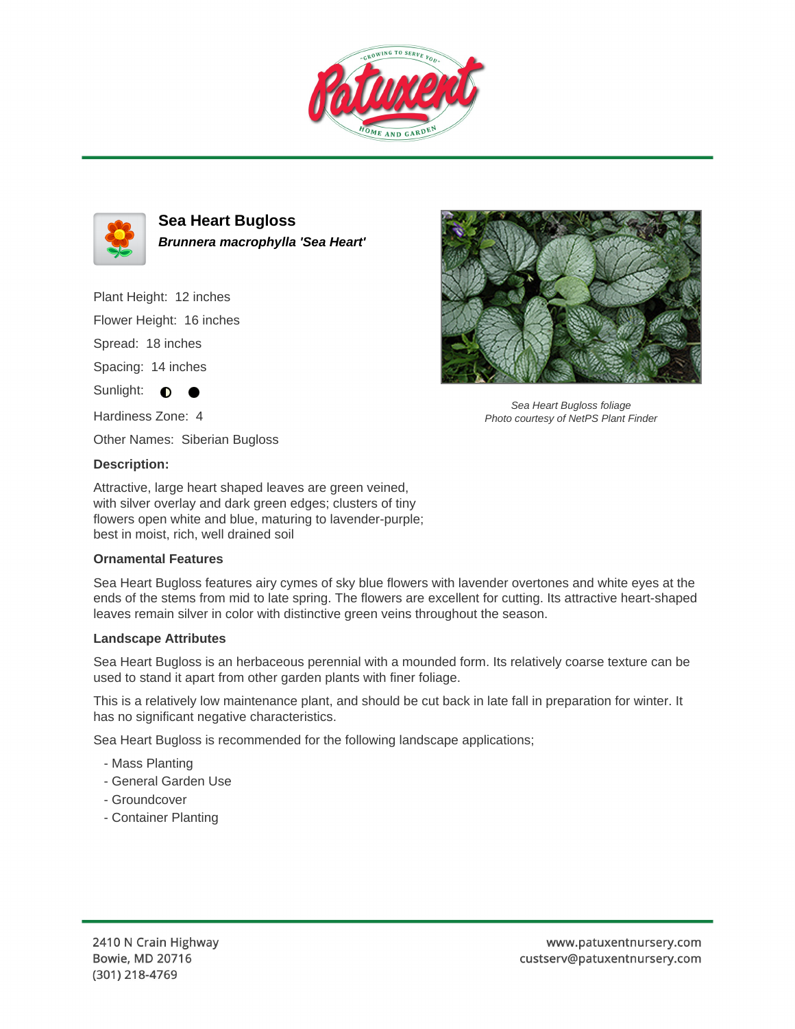# Sea Heart Bugloss

***Brunnera macrophylla 'Sea Heart'***

Plant Height: 12 inches

Flower Height: 16 inches

Spread: 18 inches

Spacing: 14 inches

Sunlight: ◐ ●

Hardiness Zone: 4

Other Names: Siberian Bugloss

*Sea Heart Bugloss foliage*
*Photo courtesy of NetPS Plant Finder*

### Description:

Attractive, large heart shaped leaves are green veined, with silver overlay and dark green edges; clusters of tiny flowers open white and blue, maturing to lavender-purple; best in moist, rich, well drained soil

### Ornamental Features

Sea Heart Bugloss features airy cymes of sky blue flowers with lavender overtones and white eyes at the ends of the stems from mid to late spring. The flowers are excellent for cutting. Its attractive heart-shaped leaves remain silver in color with distinctive green veins throughout the season.

### Landscape Attributes

Sea Heart Bugloss is an herbaceous perennial with a mounded form. Its relatively coarse texture can be used to stand it apart from other garden plants with finer foliage.

This is a relatively low maintenance plant, and should be cut back in late fall in preparation for winter. It has no significant negative characteristics.

Sea Heart Bugloss is recommended for the following landscape applications;

- Mass Planting
- General Garden Use
- Groundcover
- Container Planting

2410 N Crain Highway
Bowie, MD 20716
(301) 218-4769

www.patuxentnursery.com
custserv@patuxentnursery.com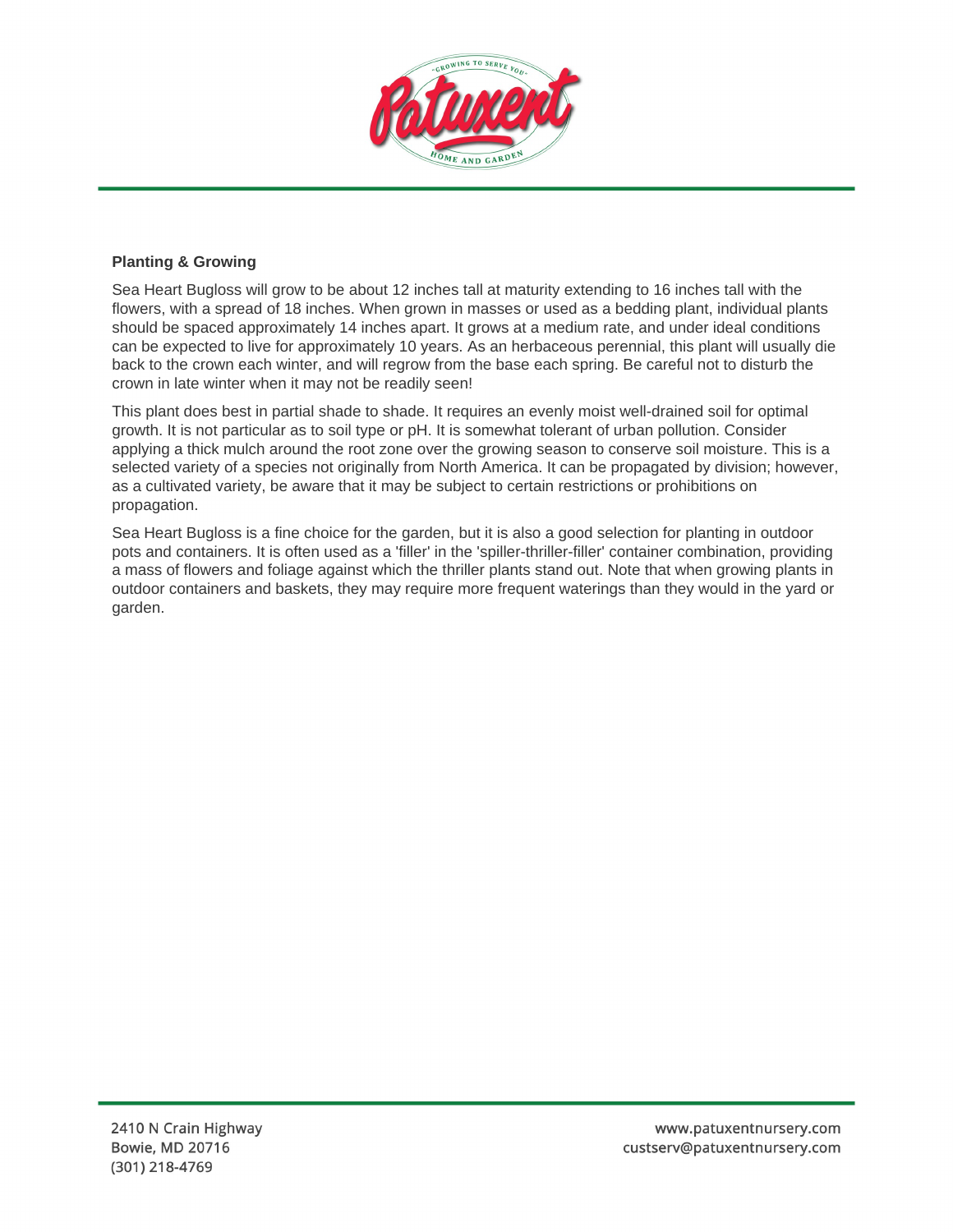## Planting & Growing

Sea Heart Bugloss will grow to be about 12 inches tall at maturity extending to 16 inches tall with the flowers, with a spread of 18 inches. When grown in masses or used as a bedding plant, individual plants should be spaced approximately 14 inches apart. It grows at a medium rate, and under ideal conditions can be expected to live for approximately 10 years. As an herbaceous perennial, this plant will usually die back to the crown each winter, and will regrow from the base each spring. Be careful not to disturb the crown in late winter when it may not be readily seen!

This plant does best in partial shade to shade. It requires an evenly moist well-drained soil for optimal growth. It is not particular as to soil type or pH. It is somewhat tolerant of urban pollution. Consider applying a thick mulch around the root zone over the growing season to conserve soil moisture. This is a selected variety of a species not originally from North America. It can be propagated by division; however, as a cultivated variety, be aware that it may be subject to certain restrictions or prohibitions on propagation.

Sea Heart Bugloss is a fine choice for the garden, but it is also a good selection for planting in outdoor pots and containers. It is often used as a 'filler' in the 'spiller-thriller-filler' container combination, providing a mass of flowers and foliage against which the thriller plants stand out. Note that when growing plants in outdoor containers and baskets, they may require more frequent waterings than they would in the yard or garden.